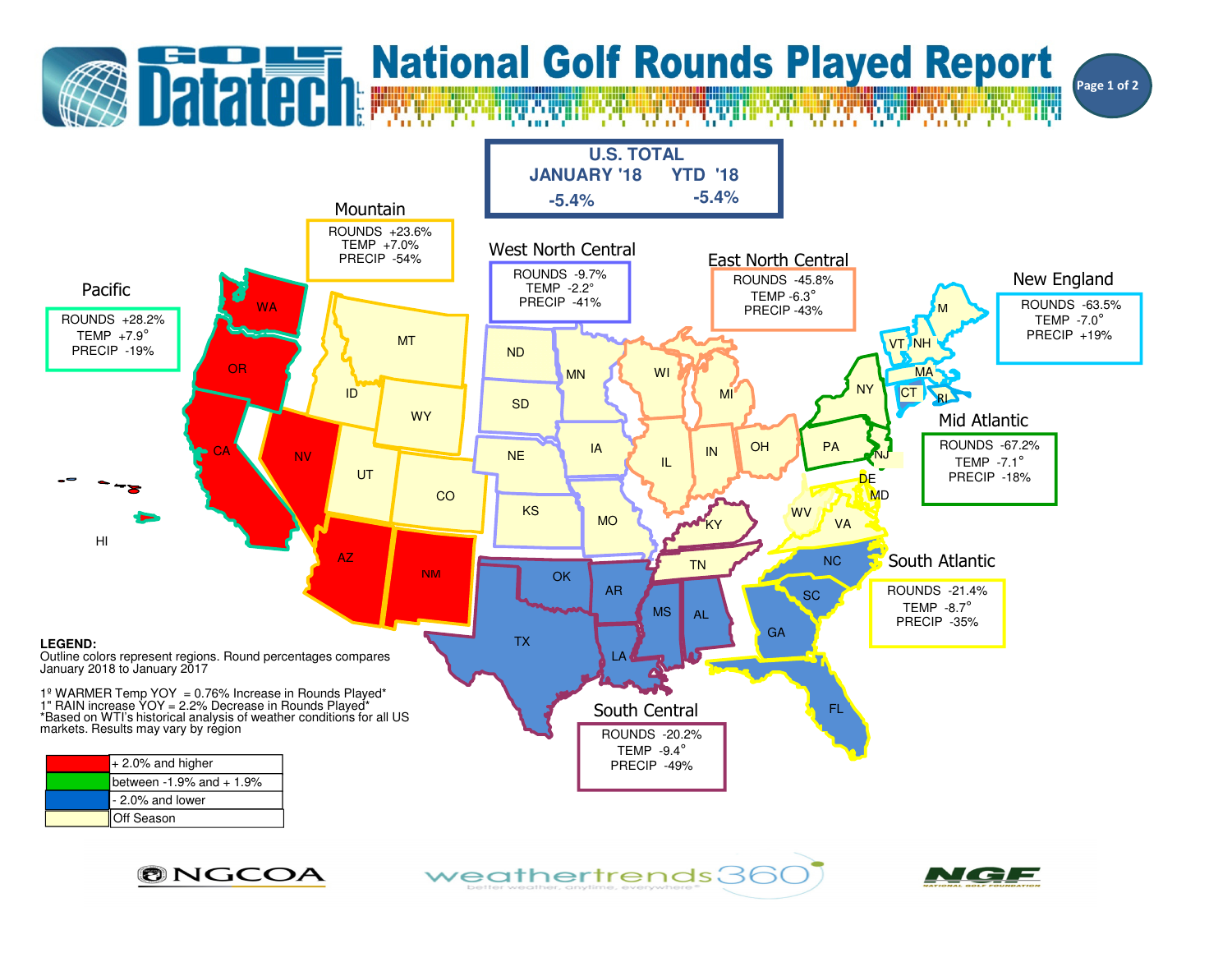# National Golf Rounds Played Report

## U.S. TOTAL

| JANUARY '18 | YTD '18 |
|---|---|
| -5.4% | -5.4% |

### Mountain
ROUNDS +23.6%
TEMP +7.0%
PRECIP -54%

### Pacific
ROUNDS +28.2%
TEMP +7.9°
PRECIP -19%

### West North Central
ROUNDS -9.7%
TEMP -2.2°
PRECIP -41%

### East North Central
ROUNDS -45.8%
TEMP -6.3°
PRECIP -43%

### New England
ROUNDS -63.5%
TEMP -7.0°
PRECIP +19%

### Mid Atlantic
ROUNDS -67.2%
TEMP -7.1°
PRECIP -18%

### South Atlantic
ROUNDS -21.4%
TEMP -8.7°
PRECIP -35%

### South Central
ROUNDS -20.2%
TEMP -9.4°
PRECIP -49%

WA, OR, CA, NV, ID, MT, WY, UT, CO, AZ, NM, HI, ND, SD, NE, KS, MN, IA, MO, WI, MI, IL, IN, OH, KY, TN, OK, AR, TX, LA, MS, AL, GA, FL, SC, NC, VA, WV, MD, DE, NJ, PA, NY, CT, RI, MA, VT, NH, M

**LEGEND:**
Outline colors represent regions. Round percentages compares January 2018 to January 2017

1º WARMER Temp YOY = 0.76% Increase in Rounds Played*
1" RAIN increase YOY = 2.2% Decrease in Rounds Played*
*Based on WTI's historical analysis of weather conditions for all US markets. Results may vary by region

| Color | Meaning |
|---|---|
| Red | + 2.0% and higher |
| Green | between -1.9% and + 1.9% |
| Blue | - 2.0% and lower |
| Light yellow | Off Season |

NGCOA — weathertrends360 — NGF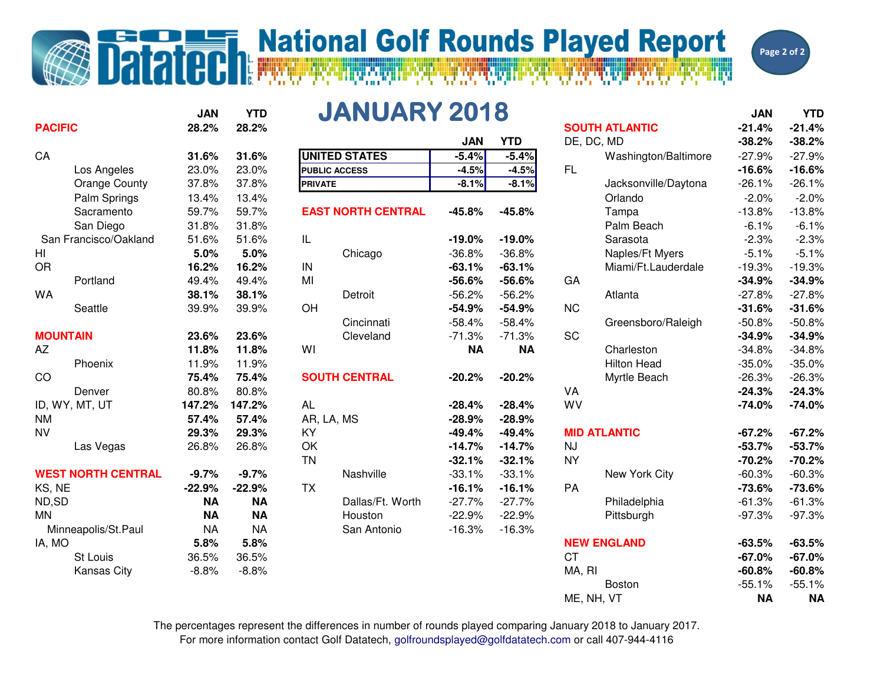# National Golf Rounds Played Report

## JANUARY 2018

| | JAN | YTD |
|---|---|---|
| **UNITED STATES** | **-5.4%** | **-5.4%** |
| **PUBLIC ACCESS** | **-4.5%** | **-4.5%** |
| **PRIVATE** | **-8.1%** | **-8.1%** |

| | JAN | YTD |
|---|---|---|
| **PACIFIC** | **28.2%** | **28.2%** |
| CA | **31.6%** | **31.6%** |
| Los Angeles | 23.0% | 23.0% |
| Orange County | 37.8% | 37.8% |
| Palm Springs | 13.4% | 13.4% |
| Sacramento | 59.7% | 59.7% |
| San Diego | 31.8% | 31.8% |
| San Francisco/Oakland | 51.6% | 51.6% |
| HI | **5.0%** | **5.0%** |
| OR | **16.2%** | **16.2%** |
| Portland | 49.4% | 49.4% |
| WA | **38.1%** | **38.1%** |
| Seattle | 39.9% | 39.9% |
| **MOUNTAIN** | **23.6%** | **23.6%** |
| AZ | **11.8%** | **11.8%** |
| Phoenix | 11.9% | 11.9% |
| CO | **75.4%** | **75.4%** |
| Denver | 80.8% | 80.8% |
| ID, WY, MT, UT | **147.2%** | **147.2%** |
| NM | **57.4%** | **57.4%** |
| NV | **29.3%** | **29.3%** |
| Las Vegas | 26.8% | 26.8% |
| **WEST NORTH CENTRAL** | **-9.7%** | **-9.7%** |
| KS, NE | **-22.9%** | **-22.9%** |
| ND,SD | **NA** | **NA** |
| MN | **NA** | **NA** |
| Minneapolis/St.Paul | NA | NA |
| IA, MO | **5.8%** | **5.8%** |
| St Louis | 36.5% | 36.5% |
| Kansas City | -8.8% | -8.8% |

| | JAN | YTD |
|---|---|---|
| **EAST NORTH CENTRAL** | **-45.8%** | **-45.8%** |
| IL | **-19.0%** | **-19.0%** |
| Chicago | -36.8% | -36.8% |
| IN | **-63.1%** | **-63.1%** |
| MI | **-56.6%** | **-56.6%** |
| Detroit | -56.2% | -56.2% |
| OH | **-54.9%** | **-54.9%** |
| Cincinnati | -58.4% | -58.4% |
| Cleveland | -71.3% | -71.3% |
| WI | **NA** | **NA** |
| **SOUTH CENTRAL** | **-20.2%** | **-20.2%** |
| AL | **-28.4%** | **-28.4%** |
| AR, LA, MS | **-28.9%** | **-28.9%** |
| KY | **-49.4%** | **-49.4%** |
| OK | **-14.7%** | **-14.7%** |
| TN | **-32.1%** | **-32.1%** |
| Nashville | -33.1% | -33.1% |
| TX | **-16.1%** | **-16.1%** |
| Dallas/Ft. Worth | -27.7% | -27.7% |
| Houston | -22.9% | -22.9% |
| San Antonio | -16.3% | -16.3% |

| | JAN | YTD |
|---|---|---|
| **SOUTH ATLANTIC** | **-21.4%** | **-21.4%** |
| DE, DC, MD | **-38.2%** | **-38.2%** |
| Washington/Baltimore | -27.9% | -27.9% |
| FL | **-16.6%** | **-16.6%** |
| Jacksonville/Daytona | -26.1% | -26.1% |
| Orlando | -2.0% | -2.0% |
| Tampa | -13.8% | -13.8% |
| Palm Beach | -6.1% | -6.1% |
| Sarasota | -2.3% | -2.3% |
| Naples/Ft Myers | -5.1% | -5.1% |
| Miami/Ft.Lauderdale | -19.3% | -19.3% |
| GA | **-34.9%** | **-34.9%** |
| Atlanta | -27.8% | -27.8% |
| NC | **-31.6%** | **-31.6%** |
| Greensboro/Raleigh | -50.8% | -50.8% |
| SC | **-34.9%** | **-34.9%** |
| Charleston | -34.8% | -34.8% |
| Hilton Head | -35.0% | -35.0% |
| Myrtle Beach | -26.3% | -26.3% |
| VA | **-24.3%** | **-24.3%** |
| WV | **-74.0%** | **-74.0%** |
| **MID ATLANTIC** | **-67.2%** | **-67.2%** |
| NJ | **-53.7%** | **-53.7%** |
| NY | **-70.2%** | **-70.2%** |
| New York City | -60.3% | -60.3% |
| PA | **-73.6%** | **-73.6%** |
| Philadelphia | -61.3% | -61.3% |
| Pittsburgh | -97.3% | -97.3% |
| **NEW ENGLAND** | **-63.5%** | **-63.5%** |
| CT | **-67.0%** | **-67.0%** |
| MA, RI | **-60.8%** | **-60.8%** |
| Boston | -55.1% | -55.1% |
| ME, NH, VT | **NA** | **NA** |

The percentages represent the differences in number of rounds played comparing January 2018 to January 2017.
For more information contact Golf Datatech, golfroundsplayed@golfdatatech.com or call 407-944-4116